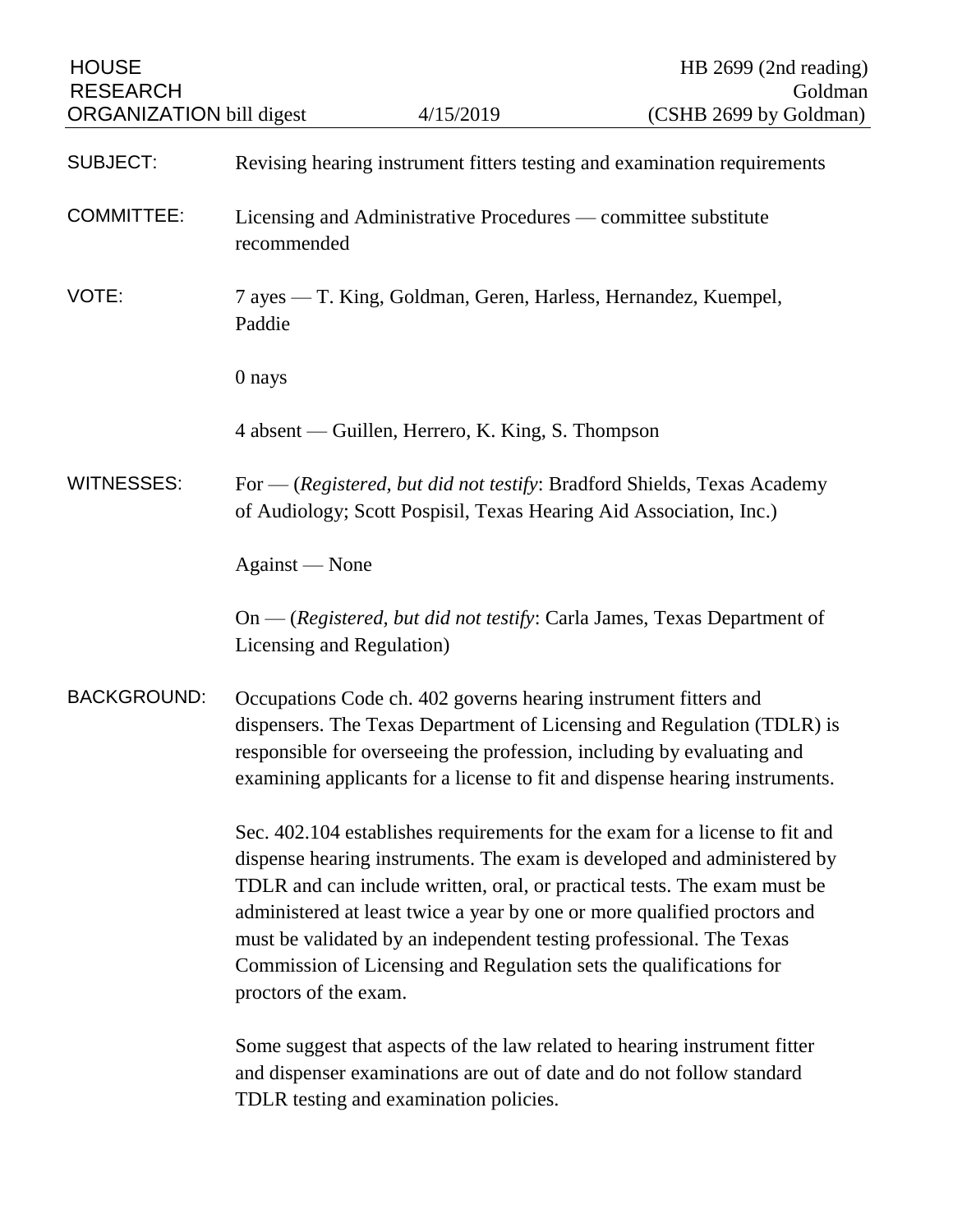HOUSE RESEARCH ORGANIZATION bill digest — 4/15/2019 — HB 2699 (2nd reading) Goldman (CSHB 2699 by Goldman)

SUBJECT: Revising hearing instrument fitters testing and examination requirements

COMMITTEE: Licensing and Administrative Procedures — committee substitute recommended

VOTE: 7 ayes — T. King, Goldman, Geren, Harless, Hernandez, Kuempel, Paddie

0 nays

4 absent — Guillen, Herrero, K. King, S. Thompson

WITNESSES: For — (*Registered, but did not testify*: Bradford Shields, Texas Academy of Audiology; Scott Pospisil, Texas Hearing Aid Association, Inc.)

Against — None

On — (*Registered, but did not testify*: Carla James, Texas Department of Licensing and Regulation)

BACKGROUND: Occupations Code ch. 402 governs hearing instrument fitters and dispensers. The Texas Department of Licensing and Regulation (TDLR) is responsible for overseeing the profession, including by evaluating and examining applicants for a license to fit and dispense hearing instruments.

Sec. 402.104 establishes requirements for the exam for a license to fit and dispense hearing instruments. The exam is developed and administered by TDLR and can include written, oral, or practical tests. The exam must be administered at least twice a year by one or more qualified proctors and must be validated by an independent testing professional. The Texas Commission of Licensing and Regulation sets the qualifications for proctors of the exam.

Some suggest that aspects of the law related to hearing instrument fitter and dispenser examinations are out of date and do not follow standard TDLR testing and examination policies.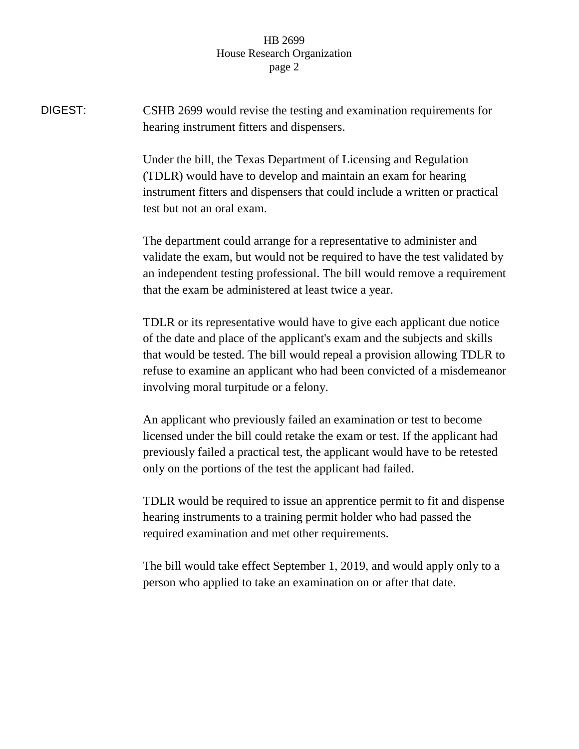DIGEST: CSHB 2699 would revise the testing and examination requirements for hearing instrument fitters and dispensers.

Under the bill, the Texas Department of Licensing and Regulation (TDLR) would have to develop and maintain an exam for hearing instrument fitters and dispensers that could include a written or practical test but not an oral exam.

The department could arrange for a representative to administer and validate the exam, but would not be required to have the test validated by an independent testing professional. The bill would remove a requirement that the exam be administered at least twice a year.

TDLR or its representative would have to give each applicant due notice of the date and place of the applicant's exam and the subjects and skills that would be tested. The bill would repeal a provision allowing TDLR to refuse to examine an applicant who had been convicted of a misdemeanor involving moral turpitude or a felony.

An applicant who previously failed an examination or test to become licensed under the bill could retake the exam or test. If the applicant had previously failed a practical test, the applicant would have to be retested only on the portions of the test the applicant had failed.

TDLR would be required to issue an apprentice permit to fit and dispense hearing instruments to a training permit holder who had passed the required examination and met other requirements.

The bill would take effect September 1, 2019, and would apply only to a person who applied to take an examination on or after that date.